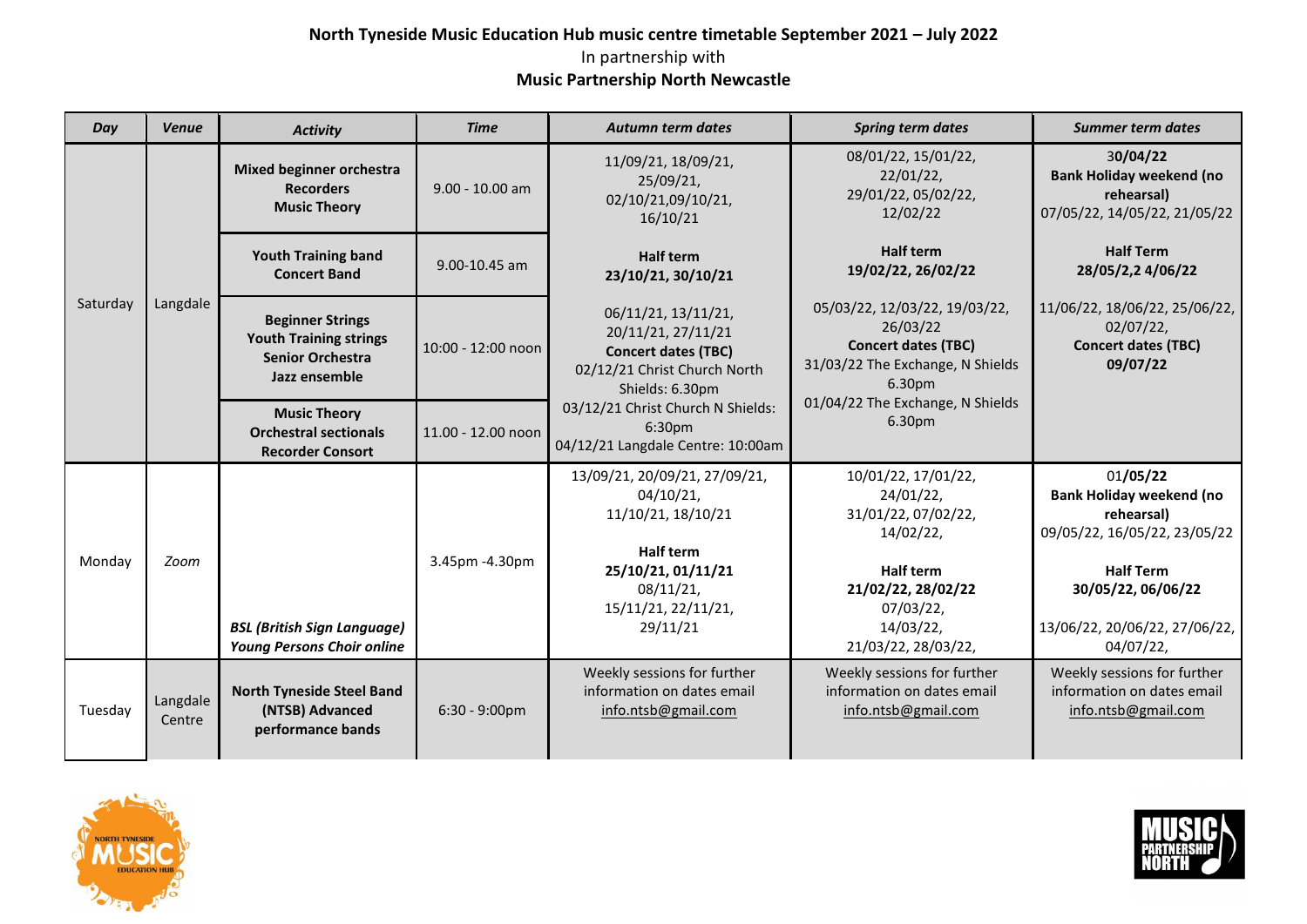**North Tyneside Music Education Hub music centre timetable September 2021 – July 2022**

In partnership with

**Music Partnership North Newcastle**

| *Day* | *Venue* | *Activity* | *Time* | *Autumn term dates* | *Spring term dates* | *Summer term dates* |
|---|---|---|---|---|---|---|
| Saturday | Langdale | **Mixed beginner orchestra**<br>**Recorders**<br>**Music Theory** | 9.00 - 10.00 am | 11/09/21, 18/09/21, 25/09/21, 02/10/21,09/10/21, 16/10/21<br><br>**Half term**<br>**23/10/21, 30/10/21**<br><br>06/11/21, 13/11/21, 20/11/21, 27/11/21<br>**Concert dates (TBC)**<br>02/12/21 Christ Church North Shields: 6.30pm<br>03/12/21 Christ Church N Shields: 6:30pm<br>04/12/21 Langdale Centre: 10:00am | 08/01/22, 15/01/22, 22/01/22, 29/01/22, 05/02/22, 12/02/22<br><br>**Half term**<br>**19/02/22, 26/02/22**<br><br>05/03/22, 12/03/22, 19/03/22, 26/03/22<br>**Concert dates (TBC)**<br>31/03/22 The Exchange, N Shields 6.30pm<br>01/04/22 The Exchange, N Shields 6.30pm | 3**0/04/22**<br>**Bank Holiday weekend (no rehearsal)**<br>07/05/22, 14/05/22, 21/05/22<br><br>**Half Term**<br>**28/05/2,2 4/06/22**<br><br>11/06/22, 18/06/22, 25/06/22, 02/07/22,<br>**Concert dates (TBC)**<br>**09/07/22** |
| | | **Youth Training band**<br>**Concert Band** | 9.00-10.45 am | | | |
| | | **Beginner Strings**<br>**Youth Training strings**<br>**Senior Orchestra**<br>**Jazz ensemble** | 10:00 - 12:00 noon | | | |
| | | **Music Theory**<br>**Orchestral sectionals**<br>**Recorder Consort** | 11.00 - 12.00 noon | | | |
| Monday | *Zoom* | ***BSL (British Sign Language) Young Persons Choir online*** | 3.45pm -4.30pm | 13/09/21, 20/09/21, 27/09/21, 04/10/21, 11/10/21, 18/10/21<br><br>**Half term**<br>**25/10/21, 01/11/21**<br>08/11/21,<br>15/11/21, 22/11/21,<br>29/11/21 | 10/01/22, 17/01/22, 24/01/22, 31/01/22, 07/02/22, 14/02/22,<br><br>**Half term**<br>**21/02/22, 28/02/22**<br>07/03/22,<br>14/03/22,<br>21/03/22, 28/03/22, | 01**/05/22**<br>**Bank Holiday weekend (no rehearsal)**<br>09/05/22, 16/05/22, 23/05/22<br><br>**Half Term**<br>**30/05/22, 06/06/22**<br><br>13/06/22, 20/06/22, 27/06/22, 04/07/22, |
| Tuesday | Langdale Centre | **North Tyneside Steel Band (NTSB) Advanced performance bands** | 6:30 - 9:00pm | Weekly sessions for further information on dates email info.ntsb@gmail.com | Weekly sessions for further information on dates email info.ntsb@gmail.com | Weekly sessions for further information on dates email info.ntsb@gmail.com |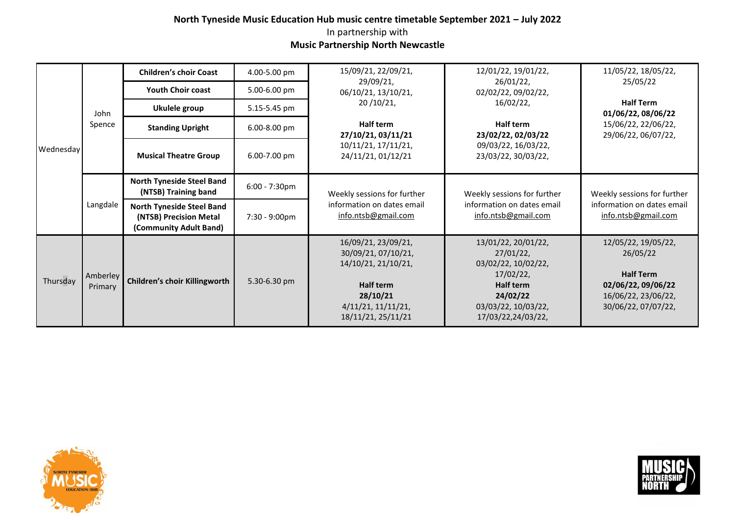**North Tyneside Music Education Hub music centre timetable September 2021 – July 2022**

In partnership with

**Music Partnership North Newcastle**

| | | | | | | |
|---|---|---|---|---|---|---|
| Wednesday | John Spence | **Children's choir Coast** | 4.00-5.00 pm | 15/09/21, 22/09/21, 29/09/21, 06/10/21, 13/10/21, 20 /10/21, **Half term** **27/10/21, 03/11/21** 10/11/21, 17/11/21, 24/11/21, 01/12/21 | 12/01/22, 19/01/22, 26/01/22, 02/02/22, 09/02/22, 16/02/22, **Half term** **23/02/22, 02/03/22** 09/03/22, 16/03/22, 23/03/22, 30/03/22, | 11/05/22, 18/05/22, 25/05/22 **Half Term** **01/06/22, 08/06/22** 15/06/22, 22/06/22, 29/06/22, 06/07/22, |
| | | **Youth Choir coast** | 5.00-6.00 pm | | | |
| | | **Ukulele group** | 5.15-5.45 pm | | | |
| | | **Standing Upright** | 6.00-8.00 pm | | | |
| | | **Musical Theatre Group** | 6.00-7.00 pm | | | |
| | Langdale | **North Tyneside Steel Band (NTSB) Training band** | 6:00 - 7:30pm | Weekly sessions for further information on dates email info.ntsb@gmail.com | Weekly sessions for further information on dates email info.ntsb@gmail.com | Weekly sessions for further information on dates email info.ntsb@gmail.com |
| | | **North Tyneside Steel Band (NTSB) Precision Metal (Community Adult Band)** | 7:30 - 9:00pm | | | |
| Thursday | Amberley Primary | **Children's choir Killingworth** | 5.30-6.30 pm | 16/09/21, 23/09/21, 30/09/21, 07/10/21, 14/10/21, 21/10/21, **Half term** **28/10/21** 4/11/21, 11/11/21, 18/11/21, 25/11/21 | 13/01/22, 20/01/22, 27/01/22, 03/02/22, 10/02/22, 17/02/22, **Half term** **24/02/22** 03/03/22, 10/03/22, 17/03/22,24/03/22, | 12/05/22, 19/05/22, 26/05/22 **Half Term** **02/06/22, 09/06/22** 16/06/22, 23/06/22, 30/06/22, 07/07/22, |